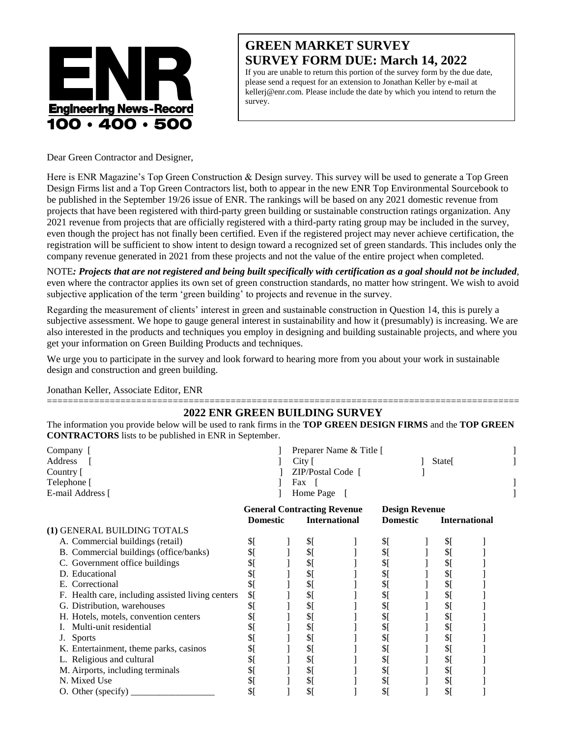ENR
Engineering News-Record
100 • 400 • 500

## GREEN MARKET SURVEY
## SURVEY FORM DUE: March 14, 2022

If you are unable to return this portion of the survey form by the due date, please send a request for an extension to Jonathan Keller by e-mail at kellerj@enr.com. Please include the date by which you intend to return the survey.

Dear Green Contractor and Designer,

Here is ENR Magazine's Top Green Construction & Design survey. This survey will be used to generate a Top Green Design Firms list and a Top Green Contractors list, both to appear in the new ENR Top Environmental Sourcebook to be published in the September 19/26 issue of ENR. The rankings will be based on any 2021 domestic revenue from projects that have been registered with third-party green building or sustainable construction ratings organization. Any 2021 revenue from projects that are officially registered with a third-party rating group may be included in the survey, even though the project has not finally been certified. Even if the registered project may never achieve certification, the registration will be sufficient to show intent to design toward a recognized set of green standards. This includes only the company revenue generated in 2021 from these projects and not the value of the entire project when completed.

NOTE***: Projects that are not registered and being built specifically with certification as a goal should not be included***, even where the contractor applies its own set of green construction standards, no matter how stringent. We wish to avoid subjective application of the term 'green building' to projects and revenue in the survey.

Regarding the measurement of clients' interest in green and sustainable construction in Question 14, this is purely a subjective assessment. We hope to gauge general interest in sustainability and how it (presumably) is increasing. We are also interested in the products and techniques you employ in designing and building sustainable projects, and where you get your information on Green Building Products and techniques.

We urge you to participate in the survey and look forward to hearing more from you about your work in sustainable design and construction and green building.

Jonathan Keller, Associate Editor, ENR

## 2022 ENR GREEN BUILDING SURVEY

The information you provide below will be used to rank firms in the **TOP GREEN DESIGN FIRMS** and the **TOP GREEN CONTRACTORS** lists to be published in ENR in September.

| | |
|---|---|
| Company [ ] | Preparer Name & Title [ ] |
| Address [ ] | City [ ] State[ ] |
| Country [ ] | ZIP/Postal Code [ ] |
| Telephone [ ] | Fax [ ] |
| E-mail Address [ ] | Home Page [ ] |

| | General Contracting Revenue | | Design Revenue | |
|---|---|---|---|---|
| | Domestic | International | Domestic | International |
| **(1)** GENERAL BUILDING TOTALS | | | | |
| A. Commercial buildings (retail) | $[ ] | $[ ] | $[ ] | $[ ] |
| B. Commercial buildings (office/banks) | $[ ] | $[ ] | $[ ] | $[ ] |
| C. Government office buildings | $[ ] | $[ ] | $[ ] | $[ ] |
| D. Educational | $[ ] | $[ ] | $[ ] | $[ ] |
| E. Correctional | $[ ] | $[ ] | $[ ] | $[ ] |
| F. Health care, including assisted living centers | $[ ] | $[ ] | $[ ] | $[ ] |
| G. Distribution, warehouses | $[ ] | $[ ] | $[ ] | $[ ] |
| H. Hotels, motels, convention centers | $[ ] | $[ ] | $[ ] | $[ ] |
| I. Multi-unit residential | $[ ] | $[ ] | $[ ] | $[ ] |
| J. Sports | $[ ] | $[ ] | $[ ] | $[ ] |
| K. Entertainment, theme parks, casinos | $[ ] | $[ ] | $[ ] | $[ ] |
| L. Religious and cultural | $[ ] | $[ ] | $[ ] | $[ ] |
| M. Airports, including terminals | $[ ] | $[ ] | $[ ] | $[ ] |
| N. Mixed Use | $[ ] | $[ ] | $[ ] | $[ ] |
| O. Other (specify) __________________ | $[ ] | $[ ] | $[ ] | $[ ] |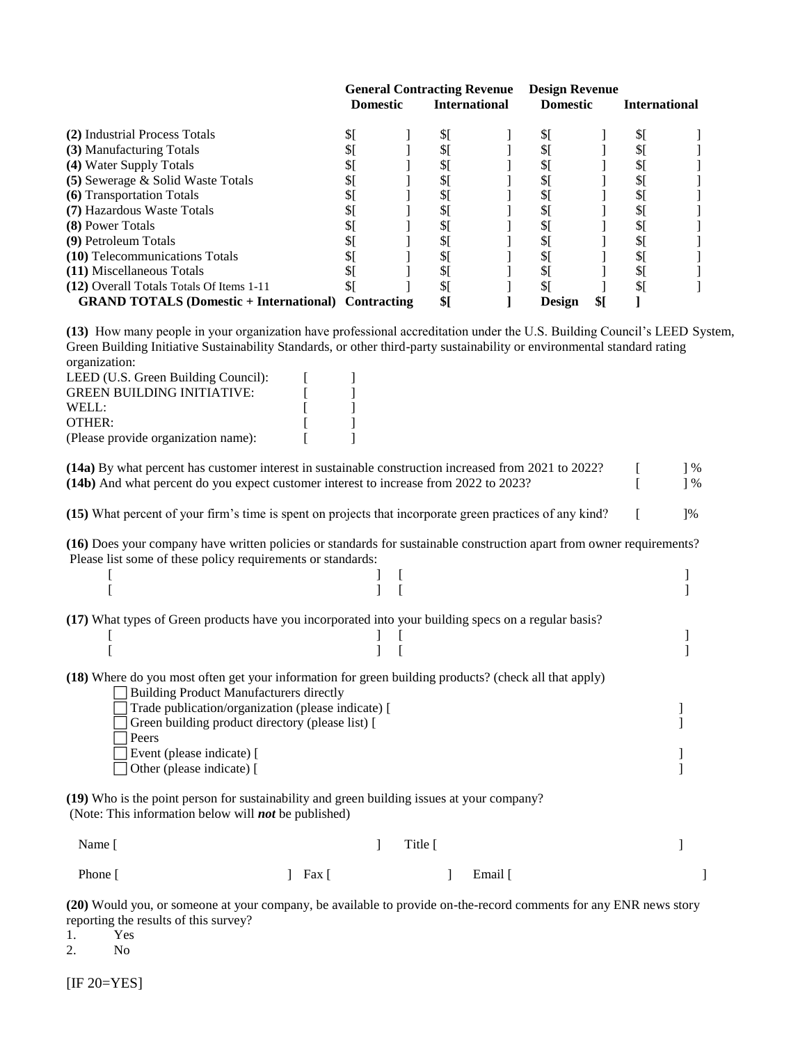| | General Contracting Revenue | | Design Revenue | |
|---|---|---|---|---|
| | Domestic | International | Domestic | International |
| **(2)** Industrial Process Totals | $[ ] | $[ ] | $[ ] | $[ ] |
| **(3)** Manufacturing Totals | $[ ] | $[ ] | $[ ] | $[ ] |
| **(4)** Water Supply Totals | $[ ] | $[ ] | $[ ] | $[ ] |
| **(5)** Sewerage & Solid Waste Totals | $[ ] | $[ ] | $[ ] | $[ ] |
| **(6)** Transportation Totals | $[ ] | $[ ] | $[ ] | $[ ] |
| **(7)** Hazardous Waste Totals | $[ ] | $[ ] | $[ ] | $[ ] |
| **(8)** Power Totals | $[ ] | $[ ] | $[ ] | $[ ] |
| **(9)** Petroleum Totals | $[ ] | $[ ] | $[ ] | $[ ] |
| **(10)** Telecommunications Totals | $[ ] | $[ ] | $[ ] | $[ ] |
| **(11)** Miscellaneous Totals | $[ ] | $[ ] | $[ ] | $[ ] |
| **(12)** Overall Totals Totals Of Items 1-11 | $[ ] | $[ ] | $[ ] | $[ ] |
| **GRAND TOTALS (Domestic + International)** | **Contracting** | **$[ ]** | **Design** | **$[ ]** |

**(13)** How many people in your organization have professional accreditation under the U.S. Building Council's LEED System, Green Building Initiative Sustainability Standards, or other third-party sustainability or environmental standard rating organization:

LEED (U.S. Green Building Council): [ ]
GREEN BUILDING INITIATIVE: [ ]
WELL: [ ]
OTHER: [ ]
(Please provide organization name): [ ]

**(14a)** By what percent has customer interest in sustainable construction increased from 2021 to 2022? [ ] %
**(14b)** And what percent do you expect customer interest to increase from 2022 to 2023? [ ] %

**(15)** What percent of your firm's time is spent on projects that incorporate green practices of any kind? [ ]%

**(16)** Does your company have written policies or standards for sustainable construction apart from owner requirements? Please list some of these policy requirements or standards:

[ ] [ ]
[ ] [ ]

**(17)** What types of Green products have you incorporated into your building specs on a regular basis?

[ ] [ ]
[ ] [ ]

**(18)** Where do you most often get your information for green building products? (check all that apply)

- ☐ Building Product Manufacturers directly
- ☐ Trade publication/organization (please indicate) [ ]
- ☐ Green building product directory (please list) [ ]
- ☐ Peers
- ☐ Event (please indicate) [ ]
- ☐ Other (please indicate) [ ]

**(19)** Who is the point person for sustainability and green building issues at your company?
(Note: This information below will ***not*** be published)

Name [ ] Title [ ]

Phone [ ] Fax [ ] Email [ ]

**(20)** Would you, or someone at your company, be available to provide on-the-record comments for any ENR news story reporting the results of this survey?

1. Yes
2. No

[IF 20=YES]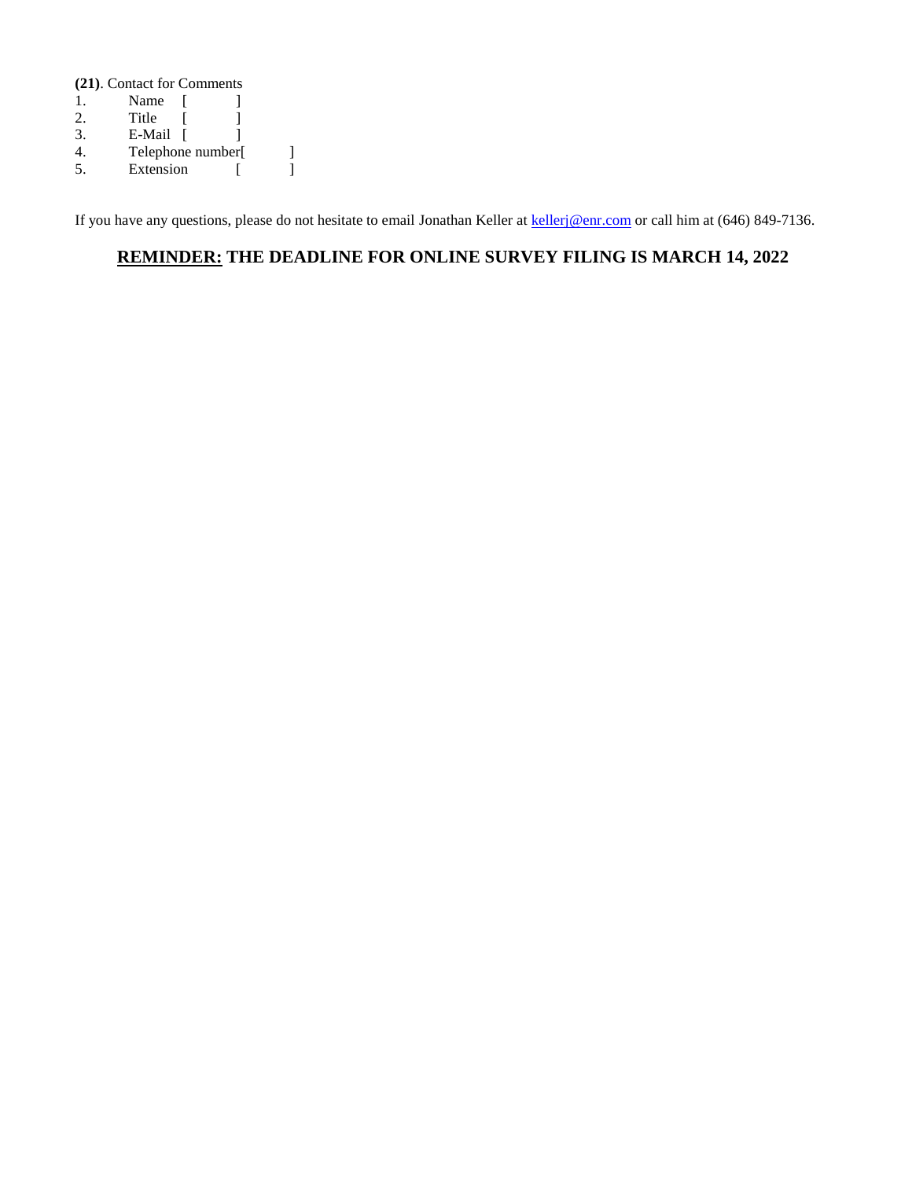**(21)**. Contact for Comments

1. Name [ ]
2. Title [ ]
3. E-Mail [ ]
4. Telephone number[ ]
5. Extension [ ]

If you have any questions, please do not hesitate to email Jonathan Keller at kellerj@enr.com or call him at (646) 849-7136.

**REMINDER: THE DEADLINE FOR ONLINE SURVEY FILING IS MARCH 14, 2022**